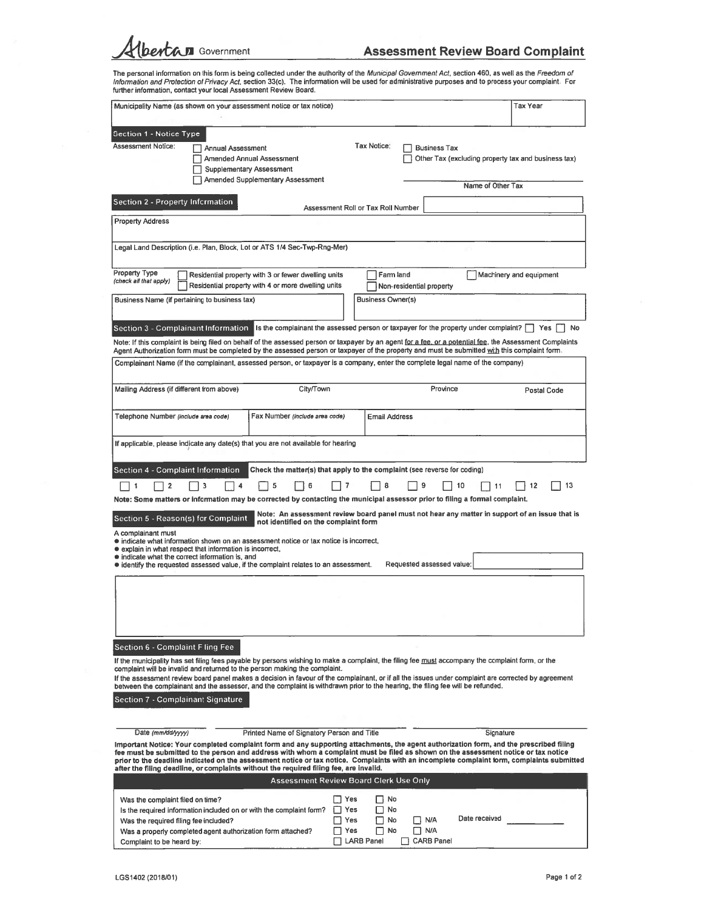Alberta Government

# Assessment Review Board Complaint

The personal information on this form is being collected under the authority of the *Municipal Government Act*, section 460, as well as the *Freedom of Information and Protection of Privacy Act*, section 33(c). The information will be used for administrative purposes and to process your complaint. For further information, contact your local Assessment Review Board.

| Municipality Name (as shown on your assessment notice or tax notice) | Tax Year |
|---|---|
| | |

## Section 1 - Notice Type

**Assessment Notice:**

- ☐ Annual Assessment
- ☐ Amended Annual Assessment
- ☐ Supplementary Assessment
- ☐ Amended Supplementary Assessment

**Tax Notice:**

- ☐ Business Tax
- ☐ Other Tax (excluding property tax and business tax)

Name of Other Tax: ______________________

## Section 2 - Property Information

Assessment Roll or Tax Roll Number: ______________________

Property Address:

Legal Land Description (i.e. Plan, Block, Lot or ATS 1/4 Sec-Twp-Rng-Mer):

Property Type *(check all that apply)*

- ☐ Residential property with 3 or fewer dwelling units
- ☐ Residential property with 4 or more dwelling units
- ☐ Farm land
- ☐ Non-residential property
- ☐ Machinery and equipment

| Business Name (if pertaining to business tax) | Business Owner(s) |
|---|---|
| | |

## Section 3 - Complainant Information

Is the complainant the assessed person or taxpayer for the property under complaint? ☐ Yes ☐ No

Note: If this complaint is being filed on behalf of the assessed person or taxpayer by an agent <u>for a fee, or a potential fee</u>, the Assessment Complaints Agent Authorization form must be completed by the assessed person or taxpayer of the property and must be submitted <u>with</u> this complaint form.

Complainant Name (if the complainant, assessed person, or taxpayer is a company, enter the complete legal name of the company)

| Mailing Address (if different from above) | City/Town | Province | Postal Code |
|---|---|---|---|
| | | | |

| Telephone Number *(include area code)* | Fax Number *(include area code)* | Email Address |
|---|---|---|
| | | |

If applicable, please indicate any date(s) that you are not available for hearing

## Section 4 - Complaint Information

Check the matter(s) that apply to the complaint (see reverse for coding)

☐ 1 ☐ 2 ☐ 3 ☐ 4 ☐ 5 ☐ 6 ☐ 7 ☐ 8 ☐ 9 ☐ 10 ☐ 11 ☐ 12 ☐ 13

**Note: Some matters or information may be corrected by contacting the municipal assessor prior to filing a formal complaint.**

## Section 5 - Reason(s) for Complaint

**Note: An assessment review board panel must not hear any matter in support of an issue that is not identified on the complaint form**

A complainant must

- indicate what information shown on an assessment notice or tax notice is incorrect,
- explain in what respect that information is incorrect,
- indicate what the correct information is, and
- identify the requested assessed value, if the complaint relates to an assessment.

Requested assessed value: ______________________

## Section 6 - Complaint Filing Fee

If the municipality has set filing fees payable by persons wishing to make a complaint, the filing fee <u>must</u> accompany the complaint form, or the complaint will be invalid and returned to the person making the complaint.

If the assessment review board panel makes a decision in favour of the complainant, or if all the issues under complaint are corrected by agreement between the complainant and the assessor, and the complaint is withdrawn prior to the hearing, the filing fee will be refunded.

## Section 7 - Complainant Signature

| Date *(mm/dd/yyyy)* | Printed Name of Signatory Person and Title | Signature |
|---|---|---|
| | | |

**Important Notice: Your completed complaint form and any supporting attachments, the agent authorization form, and the prescribed filing fee must be submitted to the person and address with whom a complaint must be filed as shown on the assessment notice or tax notice prior to the deadline indicated on the assessment notice or tax notice. Complaints with an incomplete complaint form, complaints submitted after the filing deadline, or complaints without the required filing fee, are invalid.**

### Assessment Review Board Clerk Use Only

| | | | |
|---|---|---|---|
| Was the complaint filed on time? | ☐ Yes | ☐ No | |
| Is the required information included on or with the complaint form? | ☐ Yes | ☐ No | |
| Was the required filing fee included? | ☐ Yes | ☐ No | ☐ N/A |
| Was a properly completed agent authorization form attached? | ☐ Yes | ☐ No | ☐ N/A |
| Complaint to be heard by: | ☐ LARB Panel | ☐ CARB Panel | |

Date received: ______________

LGS1402 (2018/01)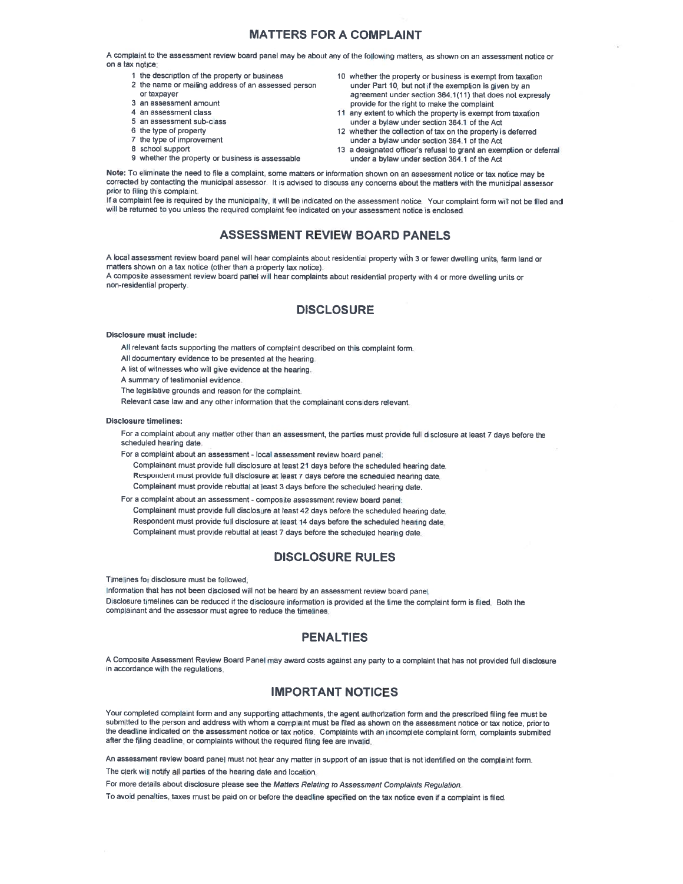## MATTERS FOR A COMPLAINT

A complaint to the assessment review board panel may be about any of the following matters, as shown on an assessment notice or on a tax notice:

1. the description of the property or business
2. the name or mailing address of an assessed person or taxpayer
3. an assessment amount
4. an assessment class
5. an assessment sub-class
6. the type of property
7. the type of improvement
8. school support
9. whether the property or business is assessable
10. whether the property or business is exempt from taxation under Part 10, but not if the exemption is given by an agreement under section 364.1(11) that does not expressly provide for the right to make the complaint
11. any extent to which the property is exempt from taxation under a bylaw under section 364.1 of the Act
12. whether the collection of tax on the property is deferred under a bylaw under section 364.1 of the Act
13. a designated officer's refusal to grant an exemption or deferral under a bylaw under section 364.1 of the Act

**Note:** To eliminate the need to file a complaint, some matters or information shown on an assessment notice or tax notice may be corrected by contacting the municipal assessor. It is advised to discuss any concerns about the matters with the municipal assessor prior to filing this complaint.

If a complaint fee is required by the municipality, it will be indicated on the assessment notice. Your complaint form will not be filed and will be returned to you unless the required complaint fee indicated on your assessment notice is enclosed.

## ASSESSMENT REVIEW BOARD PANELS

A local assessment review board panel will hear complaints about residential property with 3 or fewer dwelling units, farm land or matters shown on a tax notice (other than a property tax notice).

A composite assessment review board panel will hear complaints about residential property with 4 or more dwelling units or non-residential property.

## DISCLOSURE

**Disclosure must include:**

All relevant facts supporting the matters of complaint described on this complaint form.

All documentary evidence to be presented at the hearing.

A list of witnesses who will give evidence at the hearing.

A summary of testimonial evidence.

The legislative grounds and reason for the complaint.

Relevant case law and any other information that the complainant considers relevant.

**Disclosure timelines:**

For a complaint about any matter other than an assessment, the parties must provide full disclosure at least 7 days before the scheduled hearing date.

For a complaint about an assessment - local assessment review board panel:

- Complainant must provide full disclosure at least 21 days before the scheduled hearing date.
- Respondent must provide full disclosure at least 7 days before the scheduled hearing date.
- Complainant must provide rebuttal at least 3 days before the scheduled hearing date.

For a complaint about an assessment - composite assessment review board panel:

- Complainant must provide full disclosure at least 42 days before the scheduled hearing date.
- Respondent must provide full disclosure at least 14 days before the scheduled hearing date.
- Complainant must provide rebuttal at least 7 days before the scheduled hearing date.

## DISCLOSURE RULES

Timelines for disclosure must be followed;

Information that has not been disclosed will not be heard by an assessment review board panel.

Disclosure timelines can be reduced if the disclosure information is provided at the time the complaint form is filed. Both the complainant and the assessor must agree to reduce the timelines.

## PENALTIES

A Composite Assessment Review Board Panel may award costs against any party to a complaint that has not provided full disclosure in accordance with the regulations.

## IMPORTANT NOTICES

Your completed complaint form and any supporting attachments, the agent authorization form and the prescribed filing fee must be submitted to the person and address with whom a complaint must be filed as shown on the assessment notice or tax notice, prior to the deadline indicated on the assessment notice or tax notice. Complaints with an incomplete complaint form, complaints submitted after the filing deadline, or complaints without the required filing fee are invalid.

An assessment review board panel must not hear any matter in support of an issue that is not identified on the complaint form.

The clerk will notify all parties of the hearing date and location.

For more details about disclosure please see the *Matters Relating to Assessment Complaints Regulation*.

To avoid penalties, taxes must be paid on or before the deadline specified on the tax notice even if a complaint is filed.